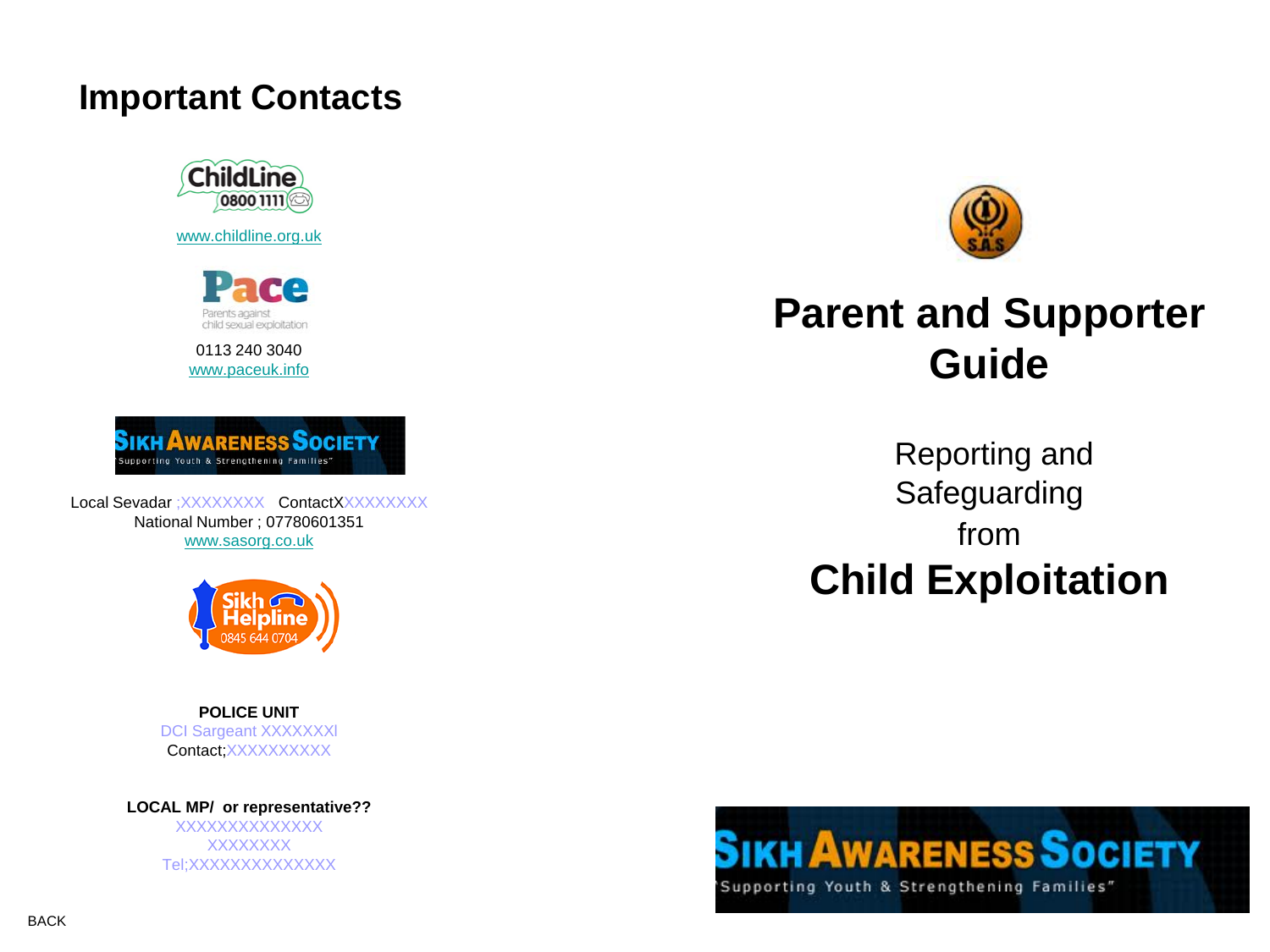# Important Contacts

ChildLine 0800 1111

www.childline.org.uk

Pace
Parents against child sexual exploitation

0113 240 3040
www.paceuk.info

SIKH AWARENESS SOCIETY
"Supporting Youth & Strengthening Families"

Local Sevadar ;XXXXXXXX ContactXXXXXXXXX
National Number ; 07780601351
www.sasorg.co.uk

Sikh Helpline 0845 644 0704

**POLICE UNIT**
DCI Sargeant XXXXXXXl
Contact;XXXXXXXXXX

**LOCAL MP/ or representative??**
XXXXXXXXXXXXXX
XXXXXXXX
Tel;XXXXXXXXXXXXXX

BACK

S.A.S

# Parent and Supporter Guide

Reporting and Safeguarding from

# Child Exploitation

SIKH AWARENESS SOCIETY
"Supporting Youth & Strengthening Families"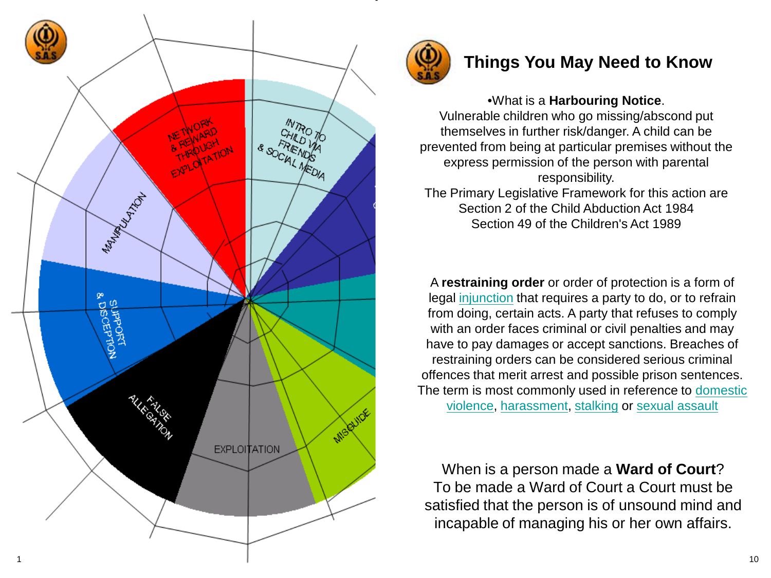NETWORK & REWARD THROUGH EXPLOITATION

INTRO TO CHILD VIA FRIENDS & SOCIAL MEDIA

MANIPULATION

SUPPORT & DISCEPTION

FALSE ALLEGATION

EXPLOITATION

MISGUIDE

## Things You May Need to Know

•What is a **Harbouring Notice**.
Vulnerable children who go missing/abscond put themselves in further risk/danger. A child can be prevented from being at particular premises without the express permission of the person with parental responsibility.
The Primary Legislative Framework for this action are
Section 2 of the Child Abduction Act 1984
Section 49 of the Children's Act 1989

A **restraining order** or order of protection is a form of legal injunction that requires a party to do, or to refrain from doing, certain acts. A party that refuses to comply with an order faces criminal or civil penalties and may have to pay damages or accept sanctions. Breaches of restraining orders can be considered serious criminal offences that merit arrest and possible prison sentences. The term is most commonly used in reference to domestic violence, harassment, stalking or sexual assault

When is a person made a **Ward of Court**?
To be made a Ward of Court a Court must be satisfied that the person is of unsound mind and incapable of managing his or her own affairs.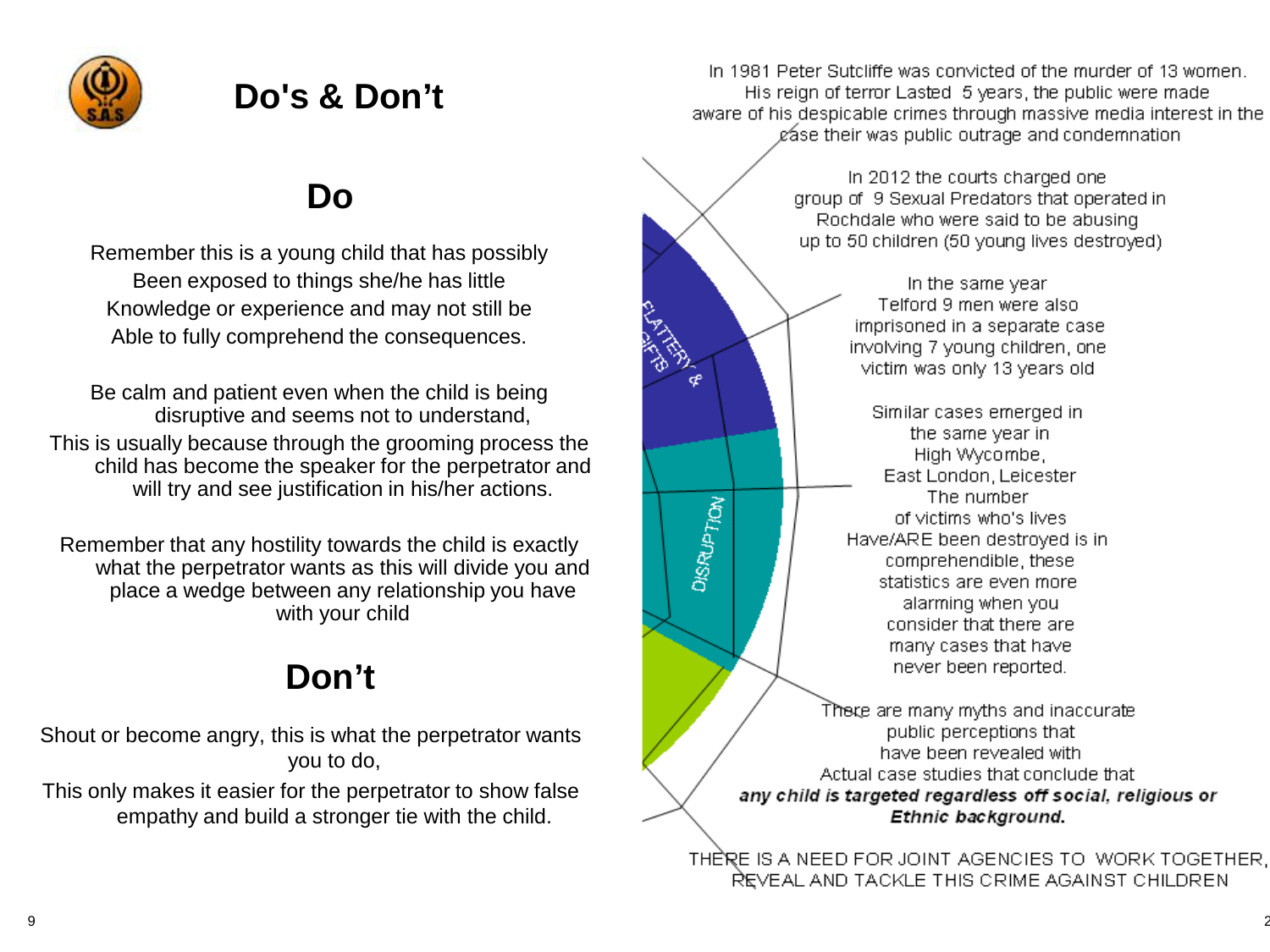# Do's & Don't

## Do

Remember this is a young child that has possibly Been exposed to things she/he has little Knowledge or experience and may not still be Able to fully comprehend the consequences.

Be calm and patient even when the child is being disruptive and seems not to understand, This is usually because through the grooming process the child has become the speaker for the perpetrator and will try and see justification in his/her actions.

Remember that any hostility towards the child is exactly what the perpetrator wants as this will divide you and place a wedge between any relationship you have with your child

## Don't

Shout or become angry, this is what the perpetrator wants you to do,
This only makes it easier for the perpetrator to show false empathy and build a stronger tie with the child.

FLATTERY & GIFTS

DISRUPTION

In 1981 Peter Sutcliffe was convicted of the murder of 13 women. His reign of terror Lasted 5 years, the public were made aware of his despicable crimes through massive media interest in the case their was public outrage and condemnation

In 2012 the courts charged one group of 9 Sexual Predators that operated in Rochdale who were said to be abusing up to 50 children (50 young lives destroyed)

In the same year Telford 9 men were also imprisoned in a separate case involving 7 young children, one victim was only 13 years old

Similar cases emerged in the same year in High Wycombe, East London, Leicester The number of victims who's lives Have/ARE been destroyed is in comprehendible, these statistics are even more alarming when you consider that there are many cases that have never been reported.

There are many myths and inaccurate public perceptions that have been revealed with Actual case studies that conclude that ***any child is targeted regardless off social, religious or Ethnic background.***

THERE IS A NEED FOR JOINT AGENCIES TO WORK TOGETHER, REVEAL AND TACKLE THIS CRIME AGAINST CHILDREN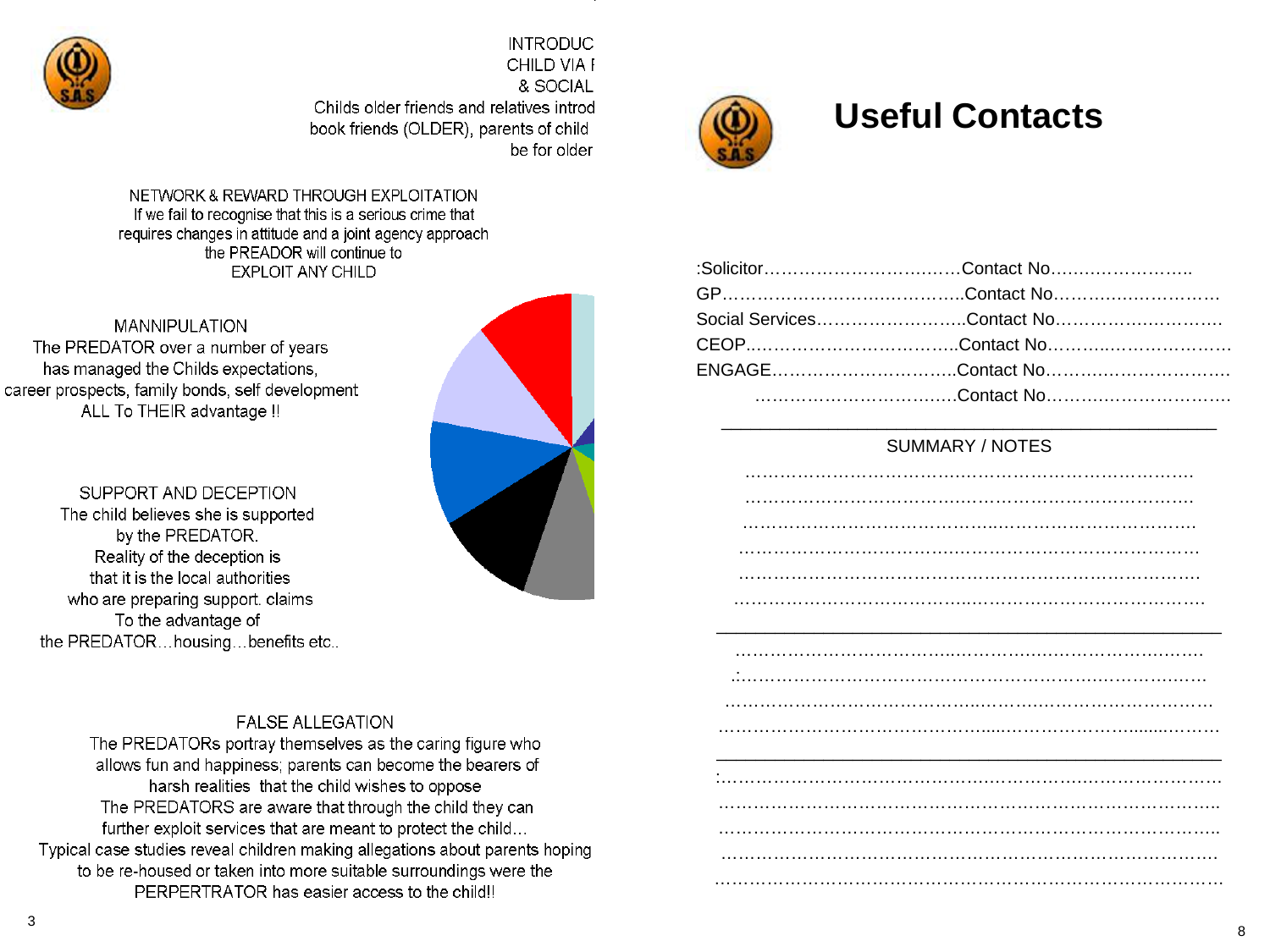INTRODUC
CHILD VIA F
& SOCIAL
Childs older friends and relatives introd
book friends (OLDER), parents of child
be for older

NETWORK & REWARD THROUGH EXPLOITATION
If we fail to recognise that this is a serious crime that requires changes in attitude and a joint agency approach the PREADOR will continue to EXPLOIT ANY CHILD

MANNIPULATION
The PREDATOR over a number of years has managed the Childs expectations, career prospects, family bonds, self development ALL To THEIR advantage !!

SUPPORT AND DECEPTION
The child believes she is supported by the PREDATOR.
Reality of the deception is that it is the local authorities who are preparing support. claims To the advantage of the PREDATOR…housing…benefits etc..

FALSE ALLEGATION
The PREDATORs portray themselves as the caring figure who allows fun and happiness; parents can become the bearers of harsh realities that the child wishes to oppose
The PREDATORS are aware that through the child they can further exploit services that are meant to protect the child…
Typical case studies reveal children making allegations about parents hoping to be re-housed or taken into more suitable surroundings were the PERPERTRATOR has easier access to the child!!

# Useful Contacts

:Solicitor……………………………Contact No……………………..
GP……………………………………Contact No…………………………
Social Services……………………..Contact No…………………………
CEOP………………………………..Contact No……………………………
ENGAGE…………………………..Contact No……………………………
……………………………….Contact No……………………………

SUMMARY / NOTES

…………………………………………………………………….
…………………………………………………………………….
…………………………………………………………………….
…………………………………………………………………….
…………………………………………………………………….
…………………………………………………………………….

…………………………………………………………………….
.:…………………………………………………………………….
…………………………………………………………………….
…………………………………………………………………….

:…………………………………………………………………….
…………………………………………………………………….
…………………………………………………………………….
…………………………………………………………………….
…………………………………………………………………….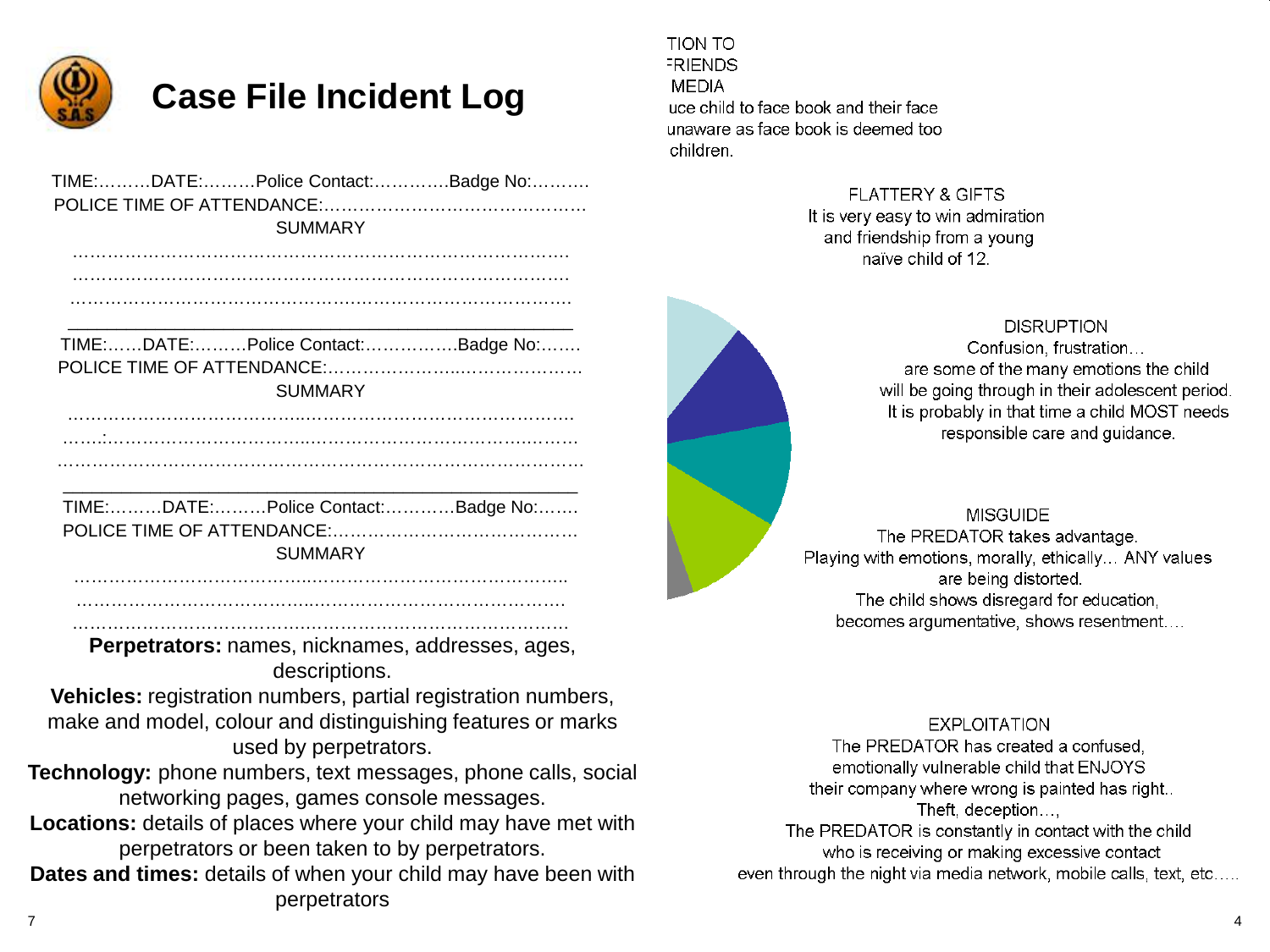# Case File Incident Log

TIME:………DATE:………Police Contact:………….Badge No:……….
POLICE TIME OF ATTENDANCE:……………………………………….

SUMMARY

…………………………………………………………………………….
…………………………………………………………………………….
…………………………………………………………………………….

---

TIME:……DATE:………Police Contact:…………….Badge No:…….
POLICE TIME OF ATTENDANCE:……………………..………………

SUMMARY

…………………………………...………………………………………
…….:……………………………...…………………………………….
………………………………………………………………………………

---

TIME:………DATE:………Police Contact:…………Badge No:…….
POLICE TIME OF ATTENDANCE:……………………………………

SUMMARY

…………………………………...………………………………………..
…………………………………...……………………………………….
…………………………………...……………………………………….

**Perpetrators:** names, nicknames, addresses, ages, descriptions.

**Vehicles:** registration numbers, partial registration numbers, make and model, colour and distinguishing features or marks used by perpetrators.

**Technology:** phone numbers, text messages, phone calls, social networking pages, games console messages.

**Locations:** details of places where your child may have met with perpetrators or been taken to by perpetrators.

**Dates and times:** details of when your child may have been with perpetrators

TION TO
-FRIENDS
MEDIA
uce child to face book and their face
unaware as face book is deemed too
children.

FLATTERY & GIFTS

It is very easy to win admiration and friendship from a young naïve child of 12.

DISRUPTION

Confusion, frustration… are some of the many emotions the child will be going through in their adolescent period. It is probably in that time a child MOST needs responsible care and guidance.

MISGUIDE

The PREDATOR takes advantage. Playing with emotions, morally, ethically… ANY values are being distorted. The child shows disregard for education, becomes argumentative, shows resentment….

EXPLOITATION

The PREDATOR has created a confused, emotionally vulnerable child that ENJOYS their company where wrong is painted has right.. Theft, deception…, The PREDATOR is constantly in contact with the child who is receiving or making excessive contact even through the night via media network, mobile calls, text, etc…..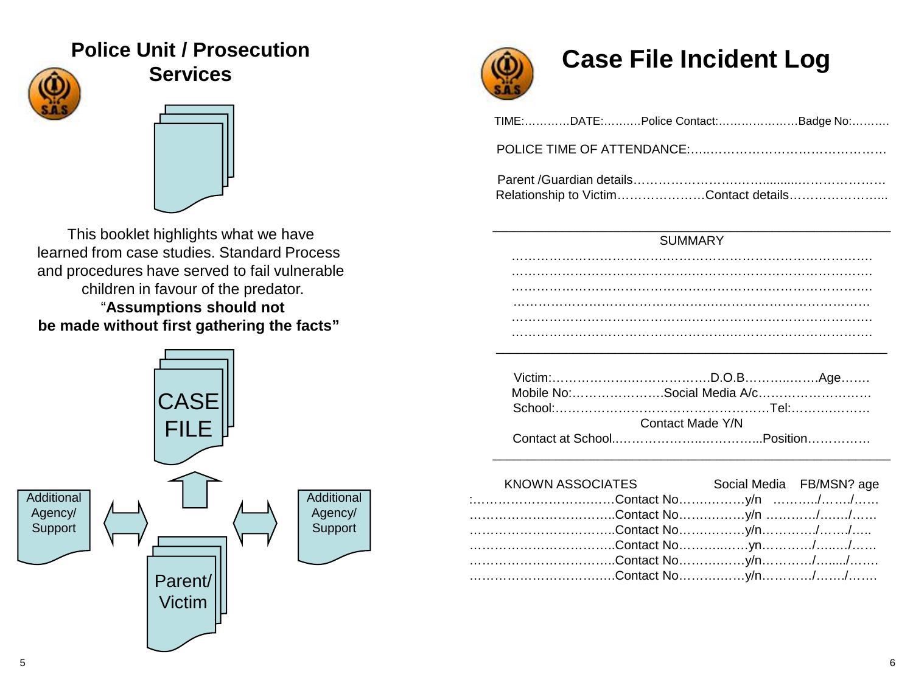## Police Unit / Prosecution Services

CASE FILE

Parent/ Victim

Additional Agency/ Support

Additional Agency/ Support

This booklet highlights what we have learned from case studies. Standard Process and procedures have served to fail vulnerable children in favour of the predator.
"**Assumptions should not be made without first gathering the facts**"

# Case File Incident Log

TIME:…………DATE:……….Police Contact:…………………Badge No:……….

POLICE TIME OF ATTENDANCE:………………………………………………

Parent /Guardian details……………………………………………………………
Relationship to Victim…………………Contact details…………………...

---

SUMMARY

………………………………………………………………………………
………………………………………………………………………………
………………………………………………………………………………
………………………………………………………………………………
………………………………………………………………………………
………………………………………………………………………………

---

Victim:…………………………………D.O.B………………Age……
Mobile No:…………………Social Media A/c……………………….
School:……………………………………………Tel:………………
Contact Made Y/N
Contact at School…………………………………Position……………

---

| KNOWN ASSOCIATES | | Social Media | FB/MSN? age |
|---|---|---|---|
| :…………………………… | Contact No……………. | y/n | ………../……./…… |
| …………………………….. | Contact No……………. | y/n | …………/……./…… |
| …………………………….. | Contact No……………. | y/n | …………/……./….. |
| …………………………….. | Contact No……………. | yn | …………/……../…… |
| …………………………….. | Contact No……………. | y/n | …………/……../……. |
| …………………………….. | Contact No……………. | y/n | …………/……./……. |